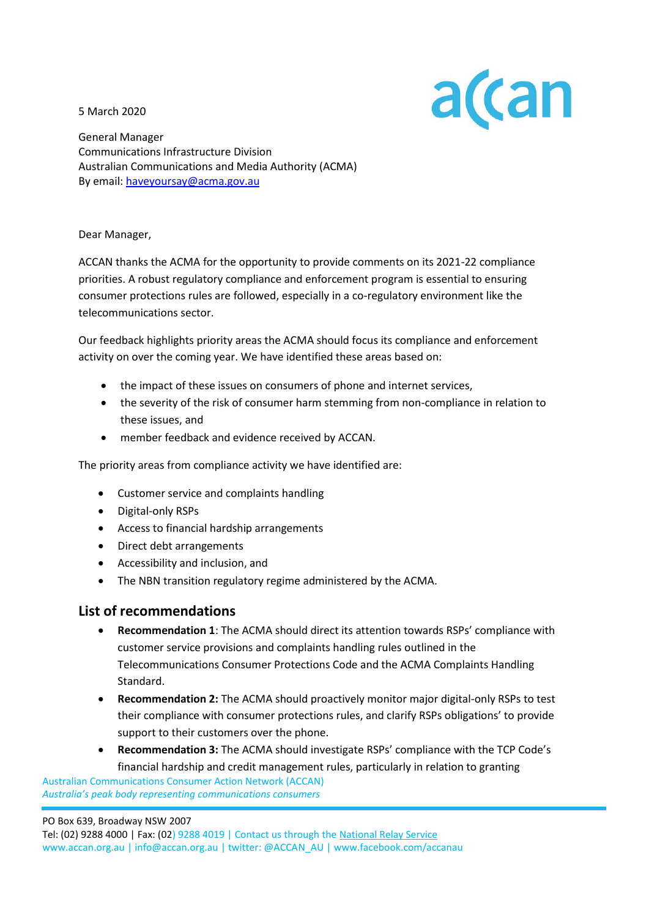5 March 2020

General Manager
Communications Infrastructure Division
Australian Communications and Media Authority (ACMA)
By email: haveyoursay@acma.gov.au

Dear Manager,

ACCAN thanks the ACMA for the opportunity to provide comments on its 2021-22 compliance priorities. A robust regulatory compliance and enforcement program is essential to ensuring consumer protections rules are followed, especially in a co-regulatory environment like the telecommunications sector.

Our feedback highlights priority areas the ACMA should focus its compliance and enforcement activity on over the coming year. We have identified these areas based on:

- the impact of these issues on consumers of phone and internet services,
- the severity of the risk of consumer harm stemming from non-compliance in relation to these issues, and
- member feedback and evidence received by ACCAN.

The priority areas from compliance activity we have identified are:

- Customer service and complaints handling
- Digital-only RSPs
- Access to financial hardship arrangements
- Direct debt arrangements
- Accessibility and inclusion, and
- The NBN transition regulatory regime administered by the ACMA.

## List of recommendations

- **Recommendation 1**: The ACMA should direct its attention towards RSPs' compliance with customer service provisions and complaints handling rules outlined in the Telecommunications Consumer Protections Code and the ACMA Complaints Handling Standard.
- **Recommendation 2:** The ACMA should proactively monitor major digital-only RSPs to test their compliance with consumer protections rules, and clarify RSPs obligations' to provide support to their customers over the phone.
- **Recommendation 3:** The ACMA should investigate RSPs' compliance with the TCP Code's financial hardship and credit management rules, particularly in relation to granting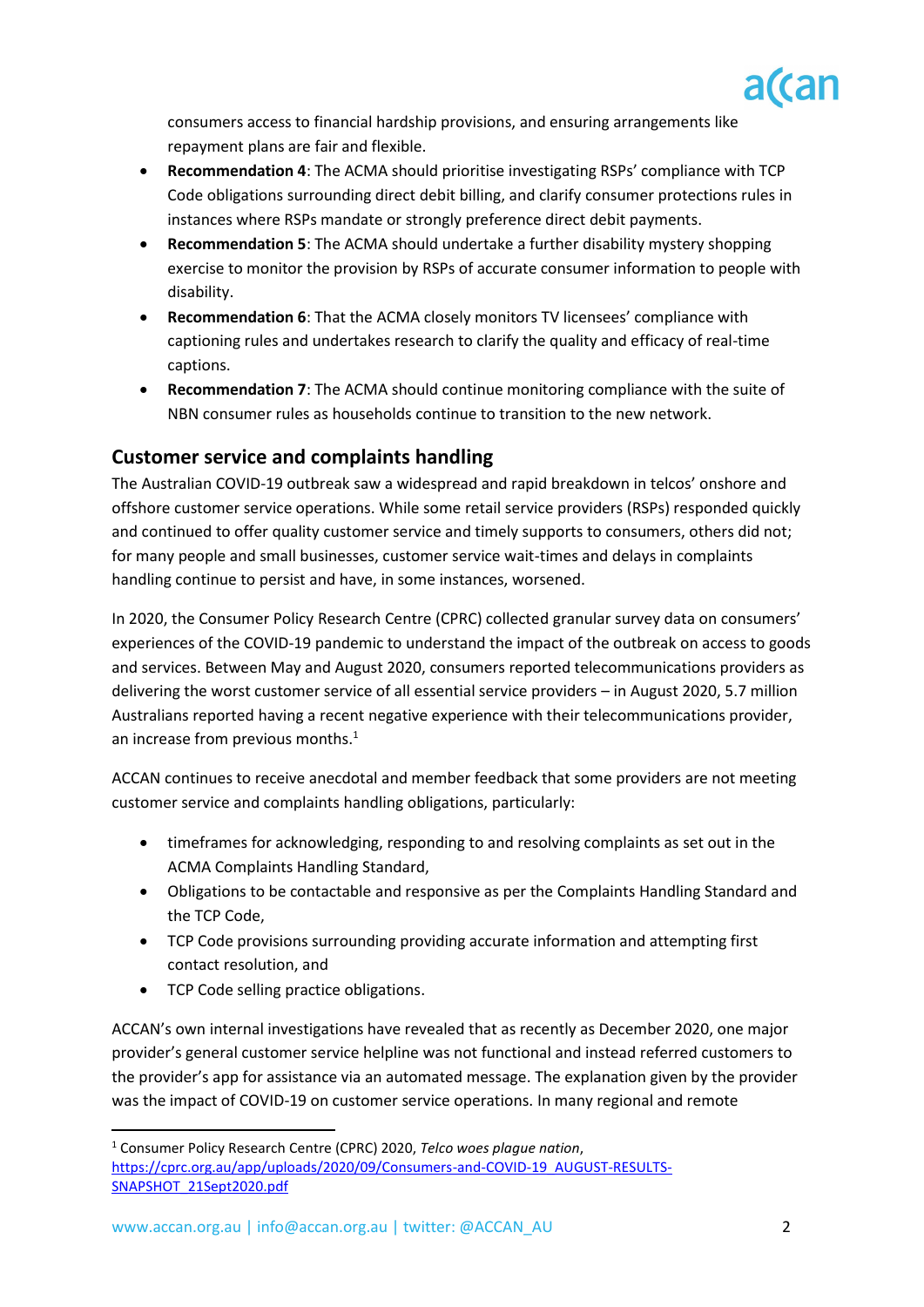consumers access to financial hardship provisions, and ensuring arrangements like repayment plans are fair and flexible.

- **Recommendation 4**: The ACMA should prioritise investigating RSPs' compliance with TCP Code obligations surrounding direct debit billing, and clarify consumer protections rules in instances where RSPs mandate or strongly preference direct debit payments.
- **Recommendation 5**: The ACMA should undertake a further disability mystery shopping exercise to monitor the provision by RSPs of accurate consumer information to people with disability.
- **Recommendation 6**: That the ACMA closely monitors TV licensees' compliance with captioning rules and undertakes research to clarify the quality and efficacy of real-time captions.
- **Recommendation 7**: The ACMA should continue monitoring compliance with the suite of NBN consumer rules as households continue to transition to the new network.

## Customer service and complaints handling

The Australian COVID-19 outbreak saw a widespread and rapid breakdown in telcos' onshore and offshore customer service operations. While some retail service providers (RSPs) responded quickly and continued to offer quality customer service and timely supports to consumers, others did not; for many people and small businesses, customer service wait-times and delays in complaints handling continue to persist and have, in some instances, worsened.

In 2020, the Consumer Policy Research Centre (CPRC) collected granular survey data on consumers' experiences of the COVID-19 pandemic to understand the impact of the outbreak on access to goods and services. Between May and August 2020, consumers reported telecommunications providers as delivering the worst customer service of all essential service providers – in August 2020, 5.7 million Australians reported having a recent negative experience with their telecommunications provider, an increase from previous months.[1]

ACCAN continues to receive anecdotal and member feedback that some providers are not meeting customer service and complaints handling obligations, particularly:

- timeframes for acknowledging, responding to and resolving complaints as set out in the ACMA Complaints Handling Standard,
- Obligations to be contactable and responsive as per the Complaints Handling Standard and the TCP Code,
- TCP Code provisions surrounding providing accurate information and attempting first contact resolution, and
- TCP Code selling practice obligations.

ACCAN's own internal investigations have revealed that as recently as December 2020, one major provider's general customer service helpline was not functional and instead referred customers to the provider's app for assistance via an automated message. The explanation given by the provider was the impact of COVID-19 on customer service operations. In many regional and remote

[1] Consumer Policy Research Centre (CPRC) 2020, *Telco woes plague nation*, https://cprc.org.au/app/uploads/2020/09/Consumers-and-COVID-19_AUGUST-RESULTS-SNAPSHOT_21Sept2020.pdf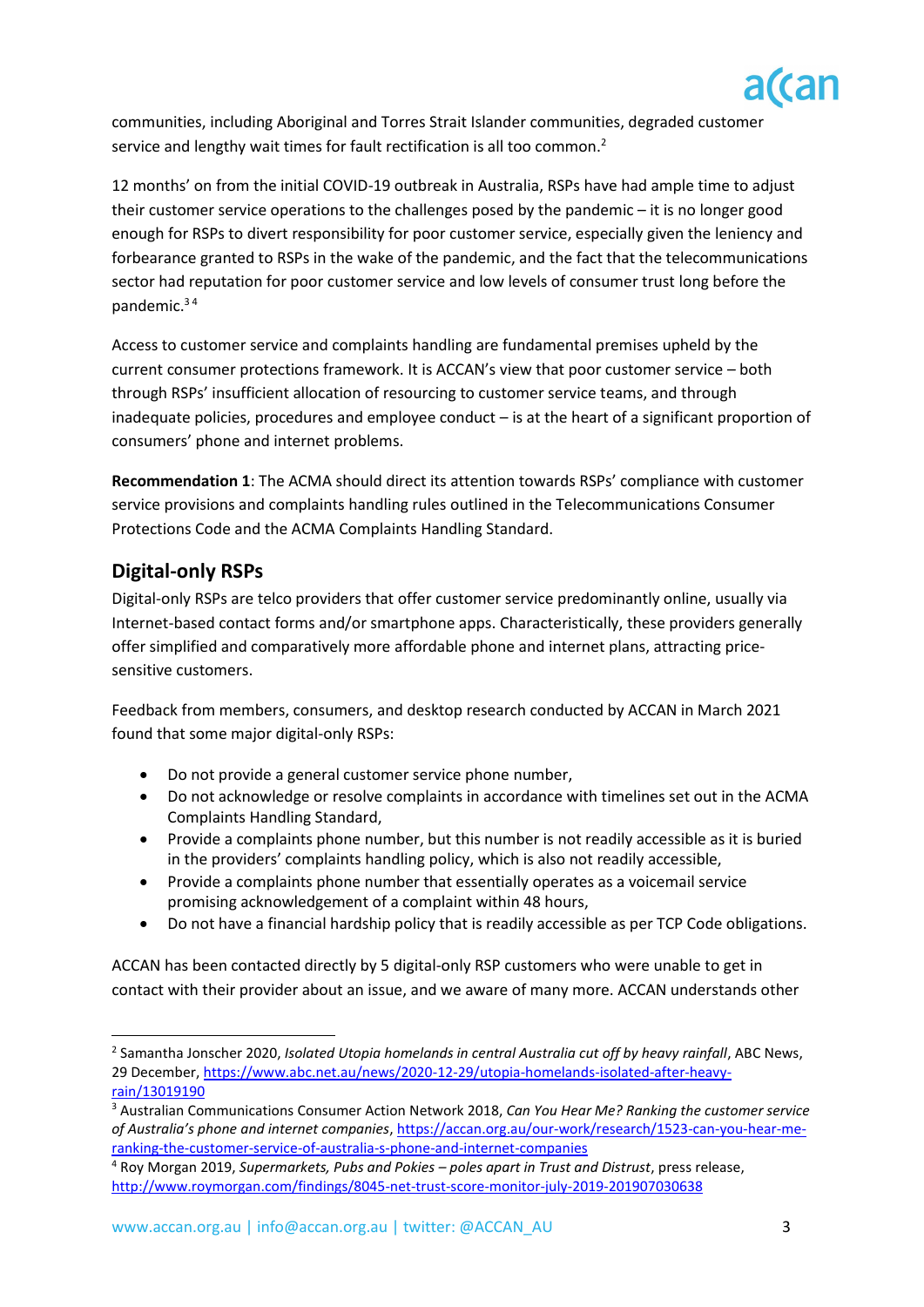communities, including Aboriginal and Torres Strait Islander communities, degraded customer service and lengthy wait times for fault rectification is all too common.[2]

12 months' on from the initial COVID-19 outbreak in Australia, RSPs have had ample time to adjust their customer service operations to the challenges posed by the pandemic – it is no longer good enough for RSPs to divert responsibility for poor customer service, especially given the leniency and forbearance granted to RSPs in the wake of the pandemic, and the fact that the telecommunications sector had reputation for poor customer service and low levels of consumer trust long before the pandemic.[3] [4]

Access to customer service and complaints handling are fundamental premises upheld by the current consumer protections framework. It is ACCAN's view that poor customer service – both through RSPs' insufficient allocation of resourcing to customer service teams, and through inadequate policies, procedures and employee conduct – is at the heart of a significant proportion of consumers' phone and internet problems.

**Recommendation 1**: The ACMA should direct its attention towards RSPs' compliance with customer service provisions and complaints handling rules outlined in the Telecommunications Consumer Protections Code and the ACMA Complaints Handling Standard.

## Digital-only RSPs

Digital-only RSPs are telco providers that offer customer service predominantly online, usually via Internet-based contact forms and/or smartphone apps. Characteristically, these providers generally offer simplified and comparatively more affordable phone and internet plans, attracting price-sensitive customers.

Feedback from members, consumers, and desktop research conducted by ACCAN in March 2021 found that some major digital-only RSPs:

- Do not provide a general customer service phone number,
- Do not acknowledge or resolve complaints in accordance with timelines set out in the ACMA Complaints Handling Standard,
- Provide a complaints phone number, but this number is not readily accessible as it is buried in the providers' complaints handling policy, which is also not readily accessible,
- Provide a complaints phone number that essentially operates as a voicemail service promising acknowledgement of a complaint within 48 hours,
- Do not have a financial hardship policy that is readily accessible as per TCP Code obligations.

ACCAN has been contacted directly by 5 digital-only RSP customers who were unable to get in contact with their provider about an issue, and we aware of many more. ACCAN understands other

---

[2] Samantha Jonscher 2020, *Isolated Utopia homelands in central Australia cut off by heavy rainfall*, ABC News, 29 December, https://www.abc.net.au/news/2020-12-29/utopia-homelands-isolated-after-heavy-rain/13019190

[3] Australian Communications Consumer Action Network 2018, *Can You Hear Me? Ranking the customer service of Australia's phone and internet companies*, https://accan.org.au/our-work/research/1523-can-you-hear-me-ranking-the-customer-service-of-australia-s-phone-and-internet-companies

[4] Roy Morgan 2019, *Supermarkets, Pubs and Pokies – poles apart in Trust and Distrust*, press release, http://www.roymorgan.com/findings/8045-net-trust-score-monitor-july-2019-201907030638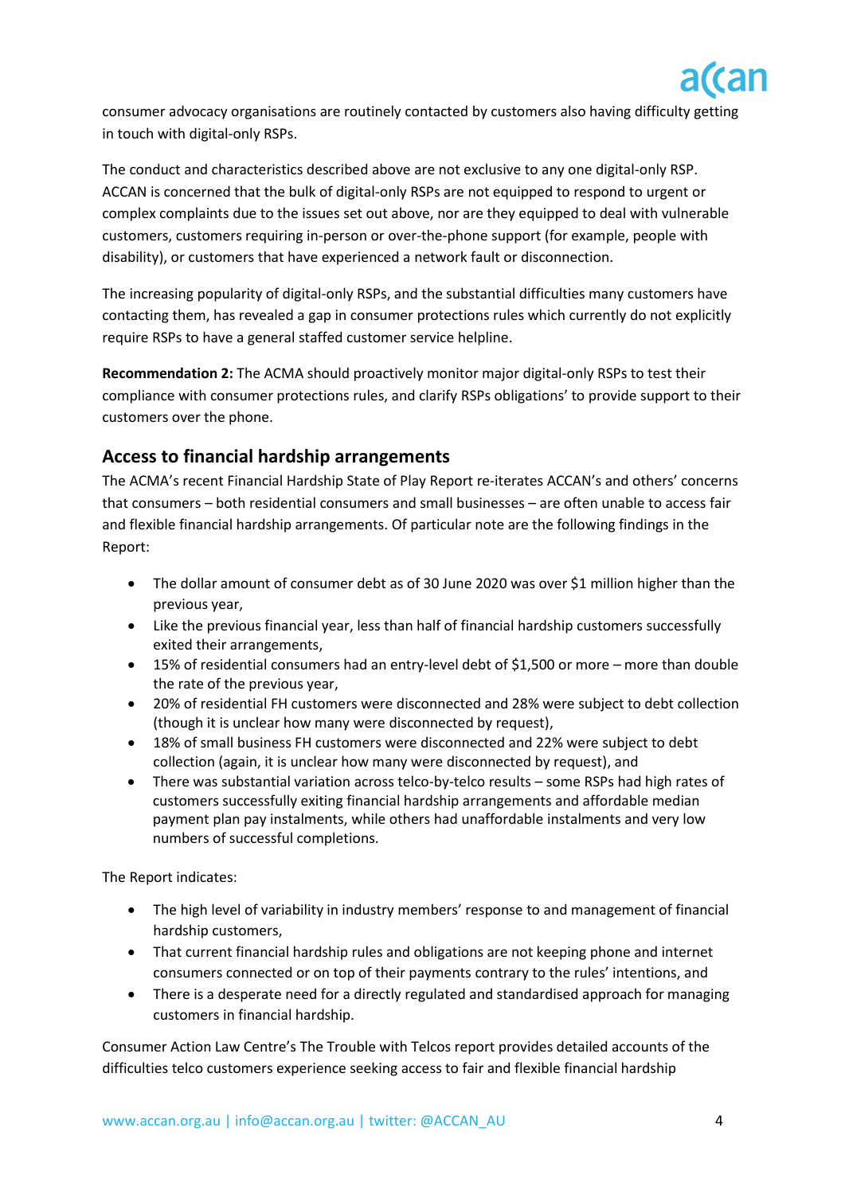consumer advocacy organisations are routinely contacted by customers also having difficulty getting in touch with digital-only RSPs.

The conduct and characteristics described above are not exclusive to any one digital-only RSP. ACCAN is concerned that the bulk of digital-only RSPs are not equipped to respond to urgent or complex complaints due to the issues set out above, nor are they equipped to deal with vulnerable customers, customers requiring in-person or over-the-phone support (for example, people with disability), or customers that have experienced a network fault or disconnection.

The increasing popularity of digital-only RSPs, and the substantial difficulties many customers have contacting them, has revealed a gap in consumer protections rules which currently do not explicitly require RSPs to have a general staffed customer service helpline.

**Recommendation 2:** The ACMA should proactively monitor major digital-only RSPs to test their compliance with consumer protections rules, and clarify RSPs obligations' to provide support to their customers over the phone.

## Access to financial hardship arrangements

The ACMA's recent Financial Hardship State of Play Report re-iterates ACCAN's and others' concerns that consumers – both residential consumers and small businesses – are often unable to access fair and flexible financial hardship arrangements. Of particular note are the following findings in the Report:

- The dollar amount of consumer debt as of 30 June 2020 was over $1 million higher than the previous year,
- Like the previous financial year, less than half of financial hardship customers successfully exited their arrangements,
- 15% of residential consumers had an entry-level debt of $1,500 or more – more than double the rate of the previous year,
- 20% of residential FH customers were disconnected and 28% were subject to debt collection (though it is unclear how many were disconnected by request),
- 18% of small business FH customers were disconnected and 22% were subject to debt collection (again, it is unclear how many were disconnected by request), and
- There was substantial variation across telco-by-telco results – some RSPs had high rates of customers successfully exiting financial hardship arrangements and affordable median payment plan pay instalments, while others had unaffordable instalments and very low numbers of successful completions.

The Report indicates:

- The high level of variability in industry members' response to and management of financial hardship customers,
- That current financial hardship rules and obligations are not keeping phone and internet consumers connected or on top of their payments contrary to the rules' intentions, and
- There is a desperate need for a directly regulated and standardised approach for managing customers in financial hardship.

Consumer Action Law Centre's The Trouble with Telcos report provides detailed accounts of the difficulties telco customers experience seeking access to fair and flexible financial hardship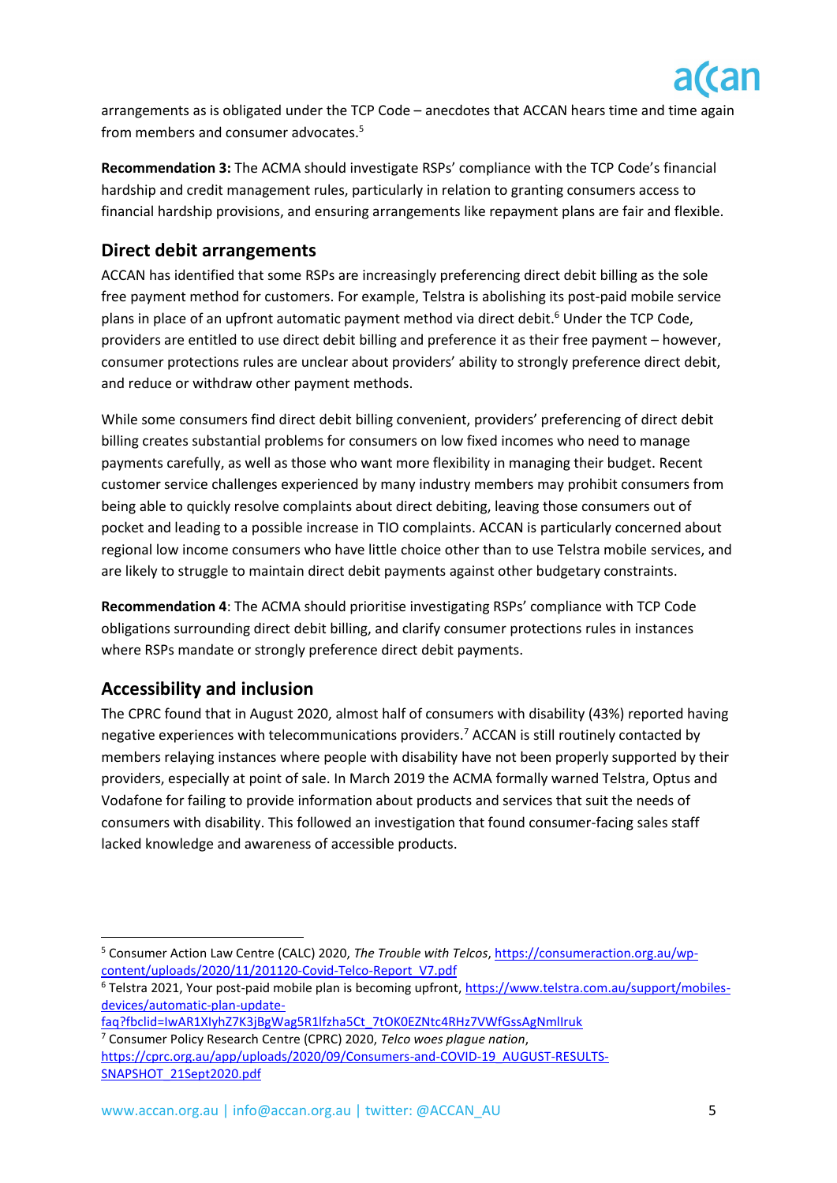arrangements as is obligated under the TCP Code – anecdotes that ACCAN hears time and time again from members and consumer advocates.[5]

**Recommendation 3:** The ACMA should investigate RSPs' compliance with the TCP Code's financial hardship and credit management rules, particularly in relation to granting consumers access to financial hardship provisions, and ensuring arrangements like repayment plans are fair and flexible.

## Direct debit arrangements

ACCAN has identified that some RSPs are increasingly preferencing direct debit billing as the sole free payment method for customers. For example, Telstra is abolishing its post-paid mobile service plans in place of an upfront automatic payment method via direct debit.[6] Under the TCP Code, providers are entitled to use direct debit billing and preference it as their free payment – however, consumer protections rules are unclear about providers' ability to strongly preference direct debit, and reduce or withdraw other payment methods.

While some consumers find direct debit billing convenient, providers' preferencing of direct debit billing creates substantial problems for consumers on low fixed incomes who need to manage payments carefully, as well as those who want more flexibility in managing their budget. Recent customer service challenges experienced by many industry members may prohibit consumers from being able to quickly resolve complaints about direct debiting, leaving those consumers out of pocket and leading to a possible increase in TIO complaints. ACCAN is particularly concerned about regional low income consumers who have little choice other than to use Telstra mobile services, and are likely to struggle to maintain direct debit payments against other budgetary constraints.

**Recommendation 4**: The ACMA should prioritise investigating RSPs' compliance with TCP Code obligations surrounding direct debit billing, and clarify consumer protections rules in instances where RSPs mandate or strongly preference direct debit payments.

## Accessibility and inclusion

The CPRC found that in August 2020, almost half of consumers with disability (43%) reported having negative experiences with telecommunications providers.[7] ACCAN is still routinely contacted by members relaying instances where people with disability have not been properly supported by their providers, especially at point of sale. In March 2019 the ACMA formally warned Telstra, Optus and Vodafone for failing to provide information about products and services that suit the needs of consumers with disability. This followed an investigation that found consumer-facing sales staff lacked knowledge and awareness of accessible products.

---

[5] Consumer Action Law Centre (CALC) 2020, *The Trouble with Telcos*, https://consumeraction.org.au/wp-content/uploads/2020/11/201120-Covid-Telco-Report_V7.pdf

[6] Telstra 2021, Your post-paid mobile plan is becoming upfront, https://www.telstra.com.au/support/mobiles-devices/automatic-plan-update-faq?fbclid=IwAR1XIyhZ7K3jBgWag5R1lfzha5Ct_7tOK0EZNtc4RHz7VWfGssAgNmlIruk

[7] Consumer Policy Research Centre (CPRC) 2020, *Telco woes plague nation*, https://cprc.org.au/app/uploads/2020/09/Consumers-and-COVID-19_AUGUST-RESULTS-SNAPSHOT_21Sept2020.pdf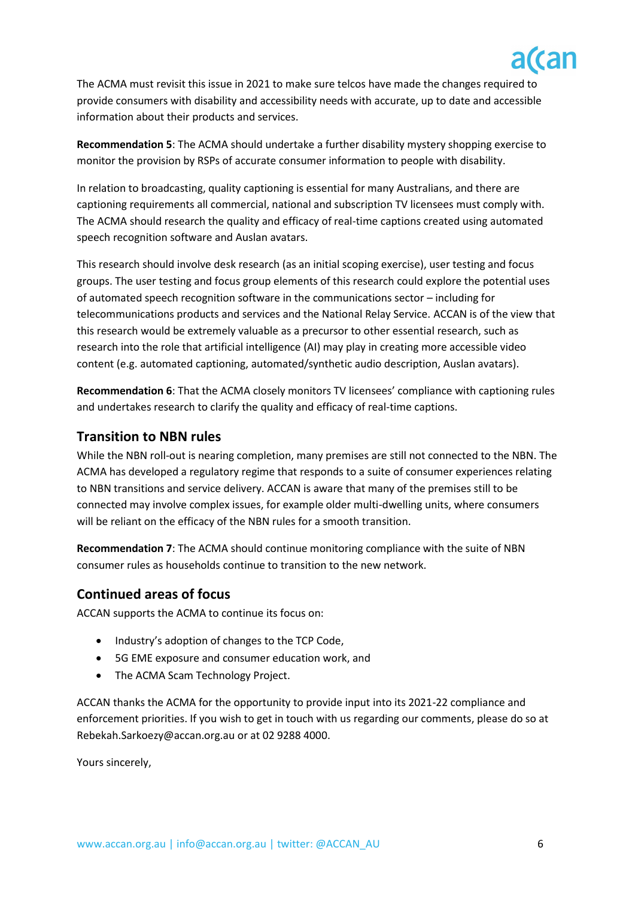The ACMA must revisit this issue in 2021 to make sure telcos have made the changes required to provide consumers with disability and accessibility needs with accurate, up to date and accessible information about their products and services.

**Recommendation 5**: The ACMA should undertake a further disability mystery shopping exercise to monitor the provision by RSPs of accurate consumer information to people with disability.

In relation to broadcasting, quality captioning is essential for many Australians, and there are captioning requirements all commercial, national and subscription TV licensees must comply with. The ACMA should research the quality and efficacy of real-time captions created using automated speech recognition software and Auslan avatars.

This research should involve desk research (as an initial scoping exercise), user testing and focus groups. The user testing and focus group elements of this research could explore the potential uses of automated speech recognition software in the communications sector – including for telecommunications products and services and the National Relay Service. ACCAN is of the view that this research would be extremely valuable as a precursor to other essential research, such as research into the role that artificial intelligence (AI) may play in creating more accessible video content (e.g. automated captioning, automated/synthetic audio description, Auslan avatars).

**Recommendation 6**: That the ACMA closely monitors TV licensees' compliance with captioning rules and undertakes research to clarify the quality and efficacy of real-time captions.

## Transition to NBN rules

While the NBN roll-out is nearing completion, many premises are still not connected to the NBN. The ACMA has developed a regulatory regime that responds to a suite of consumer experiences relating to NBN transitions and service delivery. ACCAN is aware that many of the premises still to be connected may involve complex issues, for example older multi-dwelling units, where consumers will be reliant on the efficacy of the NBN rules for a smooth transition.

**Recommendation 7**: The ACMA should continue monitoring compliance with the suite of NBN consumer rules as households continue to transition to the new network.

## Continued areas of focus

ACCAN supports the ACMA to continue its focus on:

- Industry's adoption of changes to the TCP Code,
- 5G EME exposure and consumer education work, and
- The ACMA Scam Technology Project.

ACCAN thanks the ACMA for the opportunity to provide input into its 2021-22 compliance and enforcement priorities. If you wish to get in touch with us regarding our comments, please do so at Rebekah.Sarkoezy@accan.org.au or at 02 9288 4000.

Yours sincerely,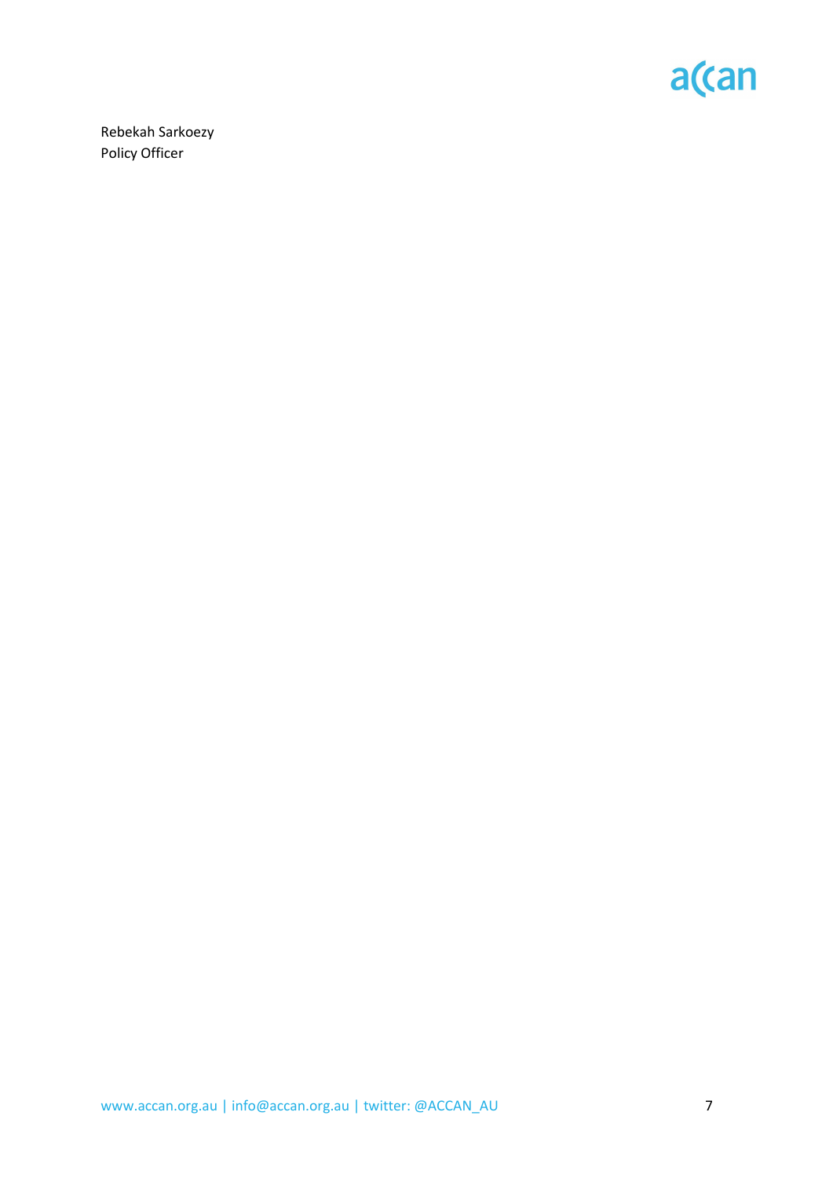Rebekah Sarkoezy
Policy Officer